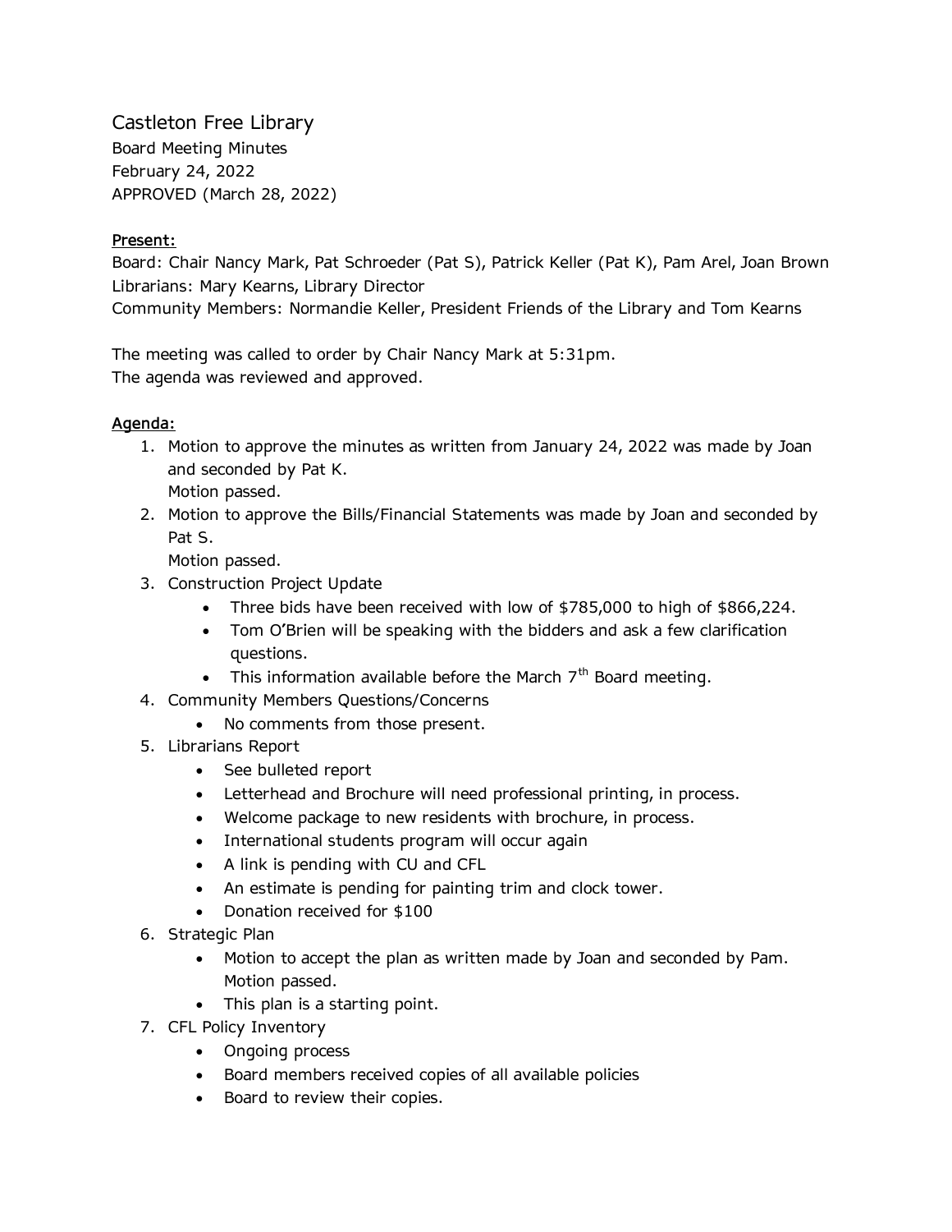# Castleton Free Library

Board Meeting Minutes
February 24, 2022
APPROVED (March 28, 2022)

**Present:**

Board: Chair Nancy Mark, Pat Schroeder (Pat S), Patrick Keller (Pat K), Pam Arel, Joan Brown
Librarians: Mary Kearns, Library Director
Community Members: Normandie Keller, President Friends of the Library and Tom Kearns

The meeting was called to order by Chair Nancy Mark at 5:31pm.
The agenda was reviewed and approved.

**Agenda:**

1. Motion to approve the minutes as written from January 24, 2022 was made by Joan and seconded by Pat K.
   Motion passed.
2. Motion to approve the Bills/Financial Statements was made by Joan and seconded by Pat S.
   Motion passed.
3. Construction Project Update
   - Three bids have been received with low of $785,000 to high of $866,224.
   - Tom O'Brien will be speaking with the bidders and ask a few clarification questions.
   - This information available before the March 7th Board meeting.
4. Community Members Questions/Concerns
   - No comments from those present.
5. Librarians Report
   - See bulleted report
   - Letterhead and Brochure will need professional printing, in process.
   - Welcome package to new residents with brochure, in process.
   - International students program will occur again
   - A link is pending with CU and CFL
   - An estimate is pending for painting trim and clock tower.
   - Donation received for $100
6. Strategic Plan
   - Motion to accept the plan as written made by Joan and seconded by Pam. Motion passed.
   - This plan is a starting point.
7. CFL Policy Inventory
   - Ongoing process
   - Board members received copies of all available policies
   - Board to review their copies.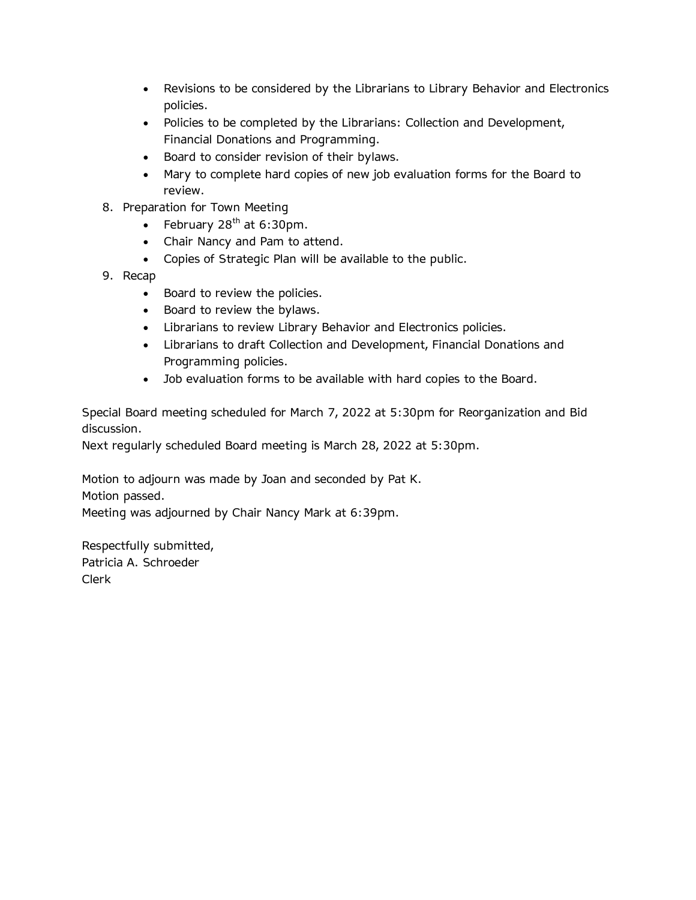- Revisions to be considered by the Librarians to Library Behavior and Electronics policies.
- Policies to be completed by the Librarians: Collection and Development, Financial Donations and Programming.
- Board to consider revision of their bylaws.
- Mary to complete hard copies of new job evaluation forms for the Board to review.

8. Preparation for Town Meeting
   - February 28th at 6:30pm.
   - Chair Nancy and Pam to attend.
   - Copies of Strategic Plan will be available to the public.
9. Recap
   - Board to review the policies.
   - Board to review the bylaws.
   - Librarians to review Library Behavior and Electronics policies.
   - Librarians to draft Collection and Development, Financial Donations and Programming policies.
   - Job evaluation forms to be available with hard copies to the Board.

Special Board meeting scheduled for March 7, 2022 at 5:30pm for Reorganization and Bid discussion.
Next regularly scheduled Board meeting is March 28, 2022 at 5:30pm.

Motion to adjourn was made by Joan and seconded by Pat K.
Motion passed.
Meeting was adjourned by Chair Nancy Mark at 6:39pm.

Respectfully submitted,
Patricia A. Schroeder
Clerk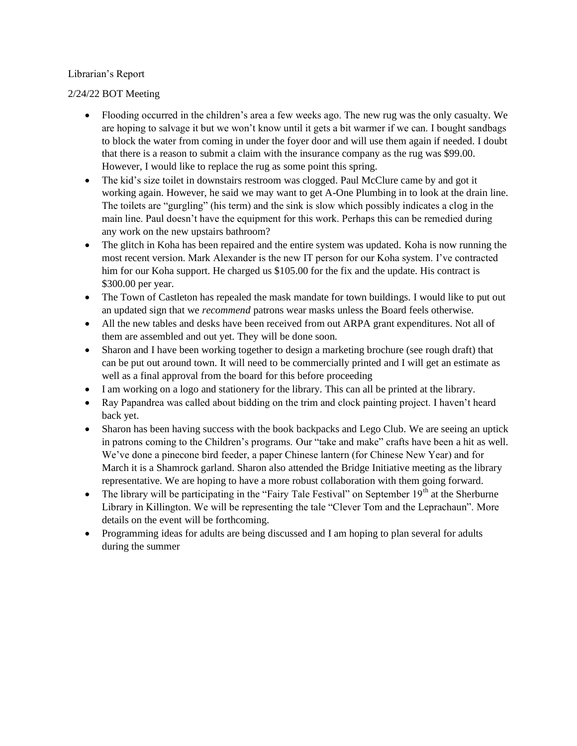Librarian's Report

2/24/22 BOT Meeting

- Flooding occurred in the children's area a few weeks ago. The new rug was the only casualty. We are hoping to salvage it but we won't know until it gets a bit warmer if we can. I bought sandbags to block the water from coming in under the foyer door and will use them again if needed. I doubt that there is a reason to submit a claim with the insurance company as the rug was $99.00. However, I would like to replace the rug as some point this spring.
- The kid's size toilet in downstairs restroom was clogged. Paul McClure came by and got it working again. However, he said we may want to get A-One Plumbing in to look at the drain line. The toilets are "gurgling" (his term) and the sink is slow which possibly indicates a clog in the main line. Paul doesn't have the equipment for this work. Perhaps this can be remedied during any work on the new upstairs bathroom?
- The glitch in Koha has been repaired and the entire system was updated. Koha is now running the most recent version. Mark Alexander is the new IT person for our Koha system. I've contracted him for our Koha support. He charged us $105.00 for the fix and the update. His contract is $300.00 per year.
- The Town of Castleton has repealed the mask mandate for town buildings. I would like to put out an updated sign that we *recommend* patrons wear masks unless the Board feels otherwise.
- All the new tables and desks have been received from out ARPA grant expenditures. Not all of them are assembled and out yet. They will be done soon.
- Sharon and I have been working together to design a marketing brochure (see rough draft) that can be put out around town. It will need to be commercially printed and I will get an estimate as well as a final approval from the board for this before proceeding
- I am working on a logo and stationery for the library. This can all be printed at the library.
- Ray Papandrea was called about bidding on the trim and clock painting project. I haven't heard back yet.
- Sharon has been having success with the book backpacks and Lego Club. We are seeing an uptick in patrons coming to the Children's programs. Our "take and make" crafts have been a hit as well. We've done a pinecone bird feeder, a paper Chinese lantern (for Chinese New Year) and for March it is a Shamrock garland. Sharon also attended the Bridge Initiative meeting as the library representative. We are hoping to have a more robust collaboration with them going forward.
- The library will be participating in the "Fairy Tale Festival" on September 19th at the Sherburne Library in Killington. We will be representing the tale "Clever Tom and the Leprachaun". More details on the event will be forthcoming.
- Programming ideas for adults are being discussed and I am hoping to plan several for adults during the summer